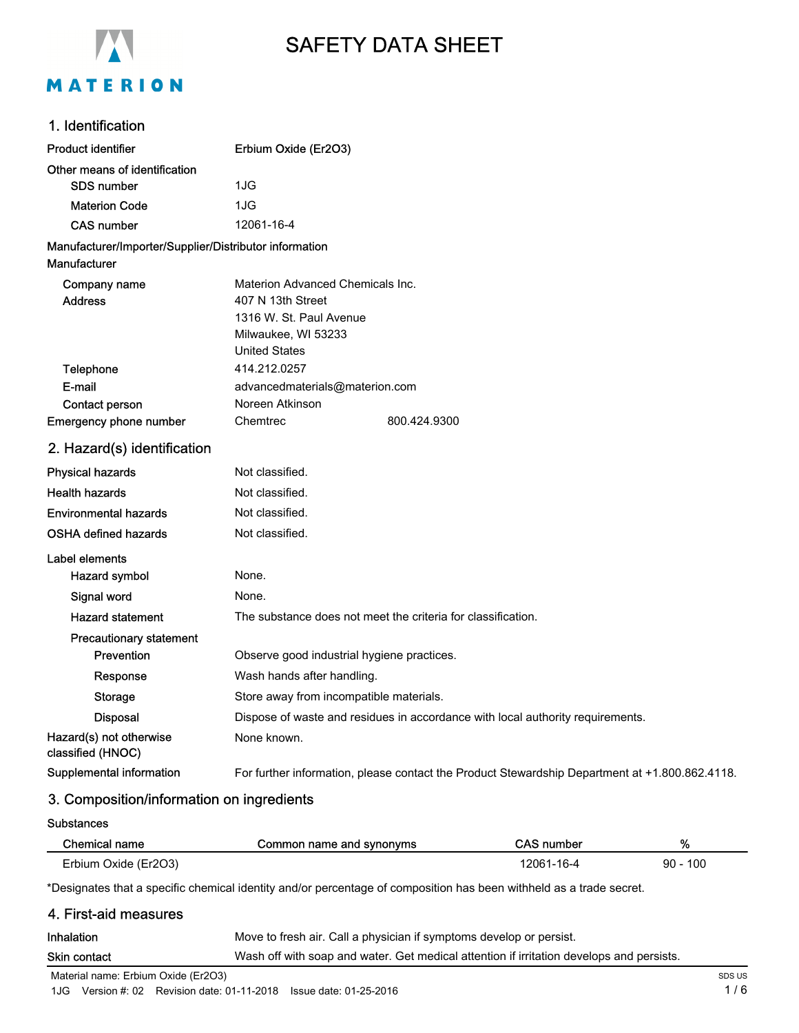# SAFETY DATA SHEET

MATERION

## 1. Identification

**Product identifier** Erbium Oxide ($Er_2O_3$)

**Other means of identification**

- **SDS number** 1JG
- **Materion Code** 1JG
- **CAS number** 12061-16-4

**Manufacturer/Importer/Supplier/Distributor information**

**Manufacturer**

- **Company name** Materion Advanced Chemicals Inc.
- **Address** 407 N 13th Street
  1316 W. St. Paul Avenue
  Milwaukee, WI 53233
  United States
- **Telephone** 414.212.0257
- **E-mail** advancedmaterials@materion.com
- **Contact person** Noreen Atkinson

**Emergency phone number** Chemtrec 800.424.9300

## 2. Hazard(s) identification

**Physical hazards** Not classified.

**Health hazards** Not classified.

**Environmental hazards** Not classified.

**OSHA defined hazards** Not classified.

**Label elements**

- **Hazard symbol** None.
- **Signal word** None.
- **Hazard statement** The substance does not meet the criteria for classification.
- **Precautionary statement**
  - **Prevention** Observe good industrial hygiene practices.
  - **Response** Wash hands after handling.
  - **Storage** Store away from incompatible materials.
  - **Disposal** Dispose of waste and residues in accordance with local authority requirements.

**Hazard(s) not otherwise classified (HNOC)** None known.

**Supplemental information** For further information, please contact the Product Stewardship Department at +1.800.862.4118.

## 3. Composition/information on ingredients

**Substances**

| Chemical name | Common name and synonyms | CAS number | % |
|---|---|---|---|
| Erbium Oxide ($Er_2O_3$) | | 12061-16-4 | 90 - 100 |

*Designates that a specific chemical identity and/or percentage of composition has been withheld as a trade secret.

## 4. First-aid measures

**Inhalation** Move to fresh air. Call a physician if symptoms develop or persist.

**Skin contact** Wash off with soap and water. Get medical attention if irritation develops and persists.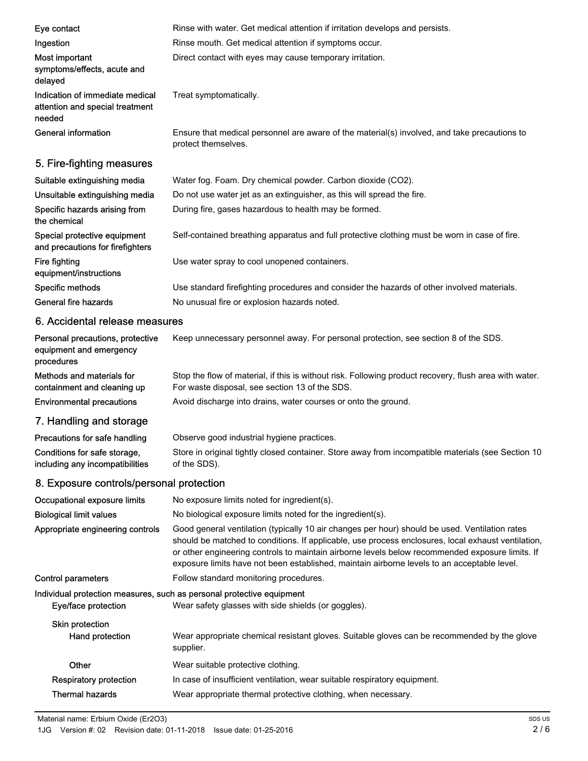| | |
|---|---|
| Eye contact | Rinse with water. Get medical attention if irritation develops and persists. |
| Ingestion | Rinse mouth. Get medical attention if symptoms occur. |
| Most important symptoms/effects, acute and delayed | Direct contact with eyes may cause temporary irritation. |
| Indication of immediate medical attention and special treatment needed | Treat symptomatically. |
| General information | Ensure that medical personnel are aware of the material(s) involved, and take precautions to protect themselves. |

## 5. Fire-fighting measures

| | |
|---|---|
| Suitable extinguishing media | Water fog. Foam. Dry chemical powder. Carbon dioxide ($CO_2$). |
| Unsuitable extinguishing media | Do not use water jet as an extinguisher, as this will spread the fire. |
| Specific hazards arising from the chemical | During fire, gases hazardous to health may be formed. |
| Special protective equipment and precautions for firefighters | Self-contained breathing apparatus and full protective clothing must be worn in case of fire. |
| Fire fighting equipment/instructions | Use water spray to cool unopened containers. |
| Specific methods | Use standard firefighting procedures and consider the hazards of other involved materials. |
| General fire hazards | No unusual fire or explosion hazards noted. |

## 6. Accidental release measures

| | |
|---|---|
| Personal precautions, protective equipment and emergency procedures | Keep unnecessary personnel away. For personal protection, see section 8 of the SDS. |
| Methods and materials for containment and cleaning up | Stop the flow of material, if this is without risk. Following product recovery, flush area with water. For waste disposal, see section 13 of the SDS. |
| Environmental precautions | Avoid discharge into drains, water courses or onto the ground. |

## 7. Handling and storage

| | |
|---|---|
| Precautions for safe handling | Observe good industrial hygiene practices. |
| Conditions for safe storage, including any incompatibilities | Store in original tightly closed container. Store away from incompatible materials (see Section 10 of the SDS). |

## 8. Exposure controls/personal protection

| | |
|---|---|
| Occupational exposure limits | No exposure limits noted for ingredient(s). |
| Biological limit values | No biological exposure limits noted for the ingredient(s). |
| Appropriate engineering controls | Good general ventilation (typically 10 air changes per hour) should be used. Ventilation rates should be matched to conditions. If applicable, use process enclosures, local exhaust ventilation, or other engineering controls to maintain airborne levels below recommended exposure limits. If exposure limits have not been established, maintain airborne levels to an acceptable level. |
| Control parameters | Follow standard monitoring procedures. |

**Individual protection measures, such as personal protective equipment**

| | |
|---|---|
| Eye/face protection | Wear safety glasses with side shields (or goggles). |
| Skin protection | |
| Hand protection | Wear appropriate chemical resistant gloves. Suitable gloves can be recommended by the glove supplier. |
| Other | Wear suitable protective clothing. |
| Respiratory protection | In case of insufficient ventilation, wear suitable respiratory equipment. |
| Thermal hazards | Wear appropriate thermal protective clothing, when necessary. |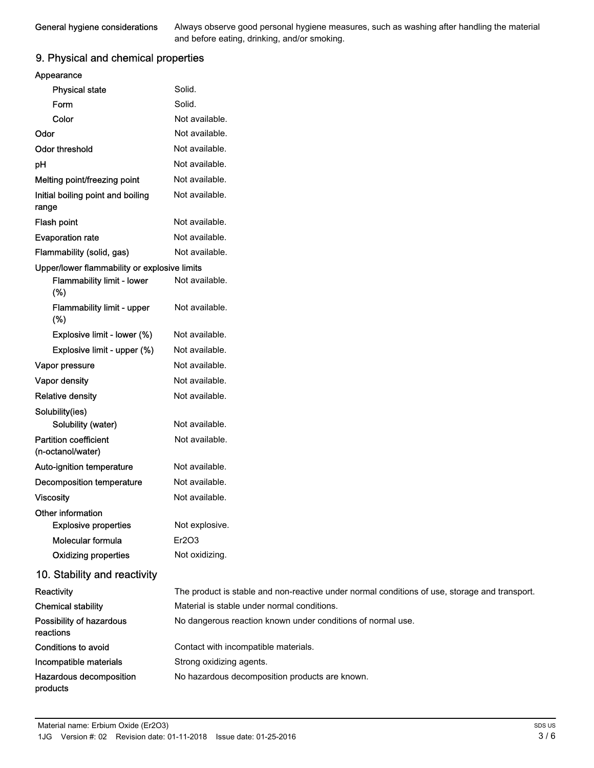| | |
|---|---|
| **General hygiene considerations** | Always observe good personal hygiene measures, such as washing after handling the material and before eating, drinking, and/or smoking. |

## 9. Physical and chemical properties

| | |
|---|---|
| **Appearance** | |
| **Physical state** | Solid. |
| **Form** | Solid. |
| **Color** | Not available. |
| **Odor** | Not available. |
| **Odor threshold** | Not available. |
| **pH** | Not available. |
| **Melting point/freezing point** | Not available. |
| **Initial boiling point and boiling range** | Not available. |
| **Flash point** | Not available. |
| **Evaporation rate** | Not available. |
| **Flammability (solid, gas)** | Not available. |
| **Upper/lower flammability or explosive limits** | |
| **Flammability limit - lower (%)** | Not available. |
| **Flammability limit - upper (%)** | Not available. |
| **Explosive limit - lower (%)** | Not available. |
| **Explosive limit - upper (%)** | Not available. |
| **Vapor pressure** | Not available. |
| **Vapor density** | Not available. |
| **Relative density** | Not available. |
| **Solubility(ies)** | |
| **Solubility (water)** | Not available. |
| **Partition coefficient (n-octanol/water)** | Not available. |
| **Auto-ignition temperature** | Not available. |
| **Decomposition temperature** | Not available. |
| **Viscosity** | Not available. |
| **Other information** | |
| **Explosive properties** | Not explosive. |
| **Molecular formula** | $Er_2O_3$ |
| **Oxidizing properties** | Not oxidizing. |

## 10. Stability and reactivity

| | |
|---|---|
| **Reactivity** | The product is stable and non-reactive under normal conditions of use, storage and transport. |
| **Chemical stability** | Material is stable under normal conditions. |
| **Possibility of hazardous reactions** | No dangerous reaction known under conditions of normal use. |
| **Conditions to avoid** | Contact with incompatible materials. |
| **Incompatible materials** | Strong oxidizing agents. |
| **Hazardous decomposition products** | No hazardous decomposition products are known. |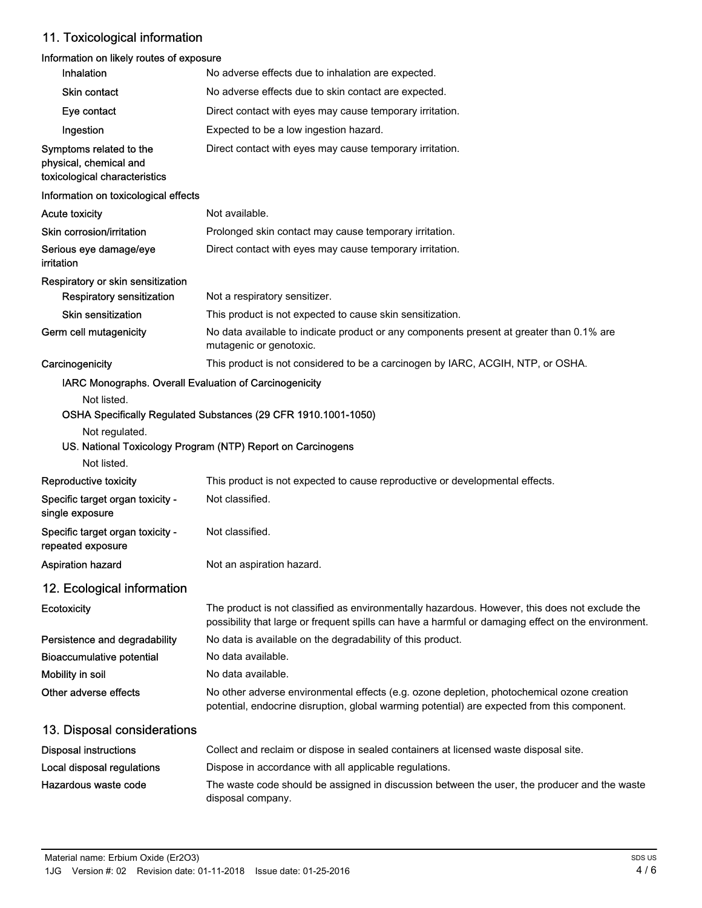## 11. Toxicological information

**Information on likely routes of exposure**

| | |
|---|---|
| **Inhalation** | No adverse effects due to inhalation are expected. |
| **Skin contact** | No adverse effects due to skin contact are expected. |
| **Eye contact** | Direct contact with eyes may cause temporary irritation. |
| **Ingestion** | Expected to be a low ingestion hazard. |
| **Symptoms related to the physical, chemical and toxicological characteristics** | Direct contact with eyes may cause temporary irritation. |

**Information on toxicological effects**

| | |
|---|---|
| **Acute toxicity** | Not available. |
| **Skin corrosion/irritation** | Prolonged skin contact may cause temporary irritation. |
| **Serious eye damage/eye irritation** | Direct contact with eyes may cause temporary irritation. |

**Respiratory or skin sensitization**

| | |
|---|---|
| **Respiratory sensitization** | Not a respiratory sensitizer. |
| **Skin sensitization** | This product is not expected to cause skin sensitization. |
| **Germ cell mutagenicity** | No data available to indicate product or any components present at greater than 0.1% are mutagenic or genotoxic. |
| **Carcinogenicity** | This product is not considered to be a carcinogen by IARC, ACGIH, NTP, or OSHA. |

**IARC Monographs. Overall Evaluation of Carcinogenicity**

Not listed.

**OSHA Specifically Regulated Substances (29 CFR 1910.1001-1050)**

Not regulated.

**US. National Toxicology Program (NTP) Report on Carcinogens**

Not listed.

| | |
|---|---|
| **Reproductive toxicity** | This product is not expected to cause reproductive or developmental effects. |
| **Specific target organ toxicity - single exposure** | Not classified. |
| **Specific target organ toxicity - repeated exposure** | Not classified. |
| **Aspiration hazard** | Not an aspiration hazard. |

## 12. Ecological information

| | |
|---|---|
| **Ecotoxicity** | The product is not classified as environmentally hazardous. However, this does not exclude the possibility that large or frequent spills can have a harmful or damaging effect on the environment. |
| **Persistence and degradability** | No data is available on the degradability of this product. |
| **Bioaccumulative potential** | No data available. |
| **Mobility in soil** | No data available. |
| **Other adverse effects** | No other adverse environmental effects (e.g. ozone depletion, photochemical ozone creation potential, endocrine disruption, global warming potential) are expected from this component. |

## 13. Disposal considerations

| | |
|---|---|
| **Disposal instructions** | Collect and reclaim or dispose in sealed containers at licensed waste disposal site. |
| **Local disposal regulations** | Dispose in accordance with all applicable regulations. |
| **Hazardous waste code** | The waste code should be assigned in discussion between the user, the producer and the waste disposal company. |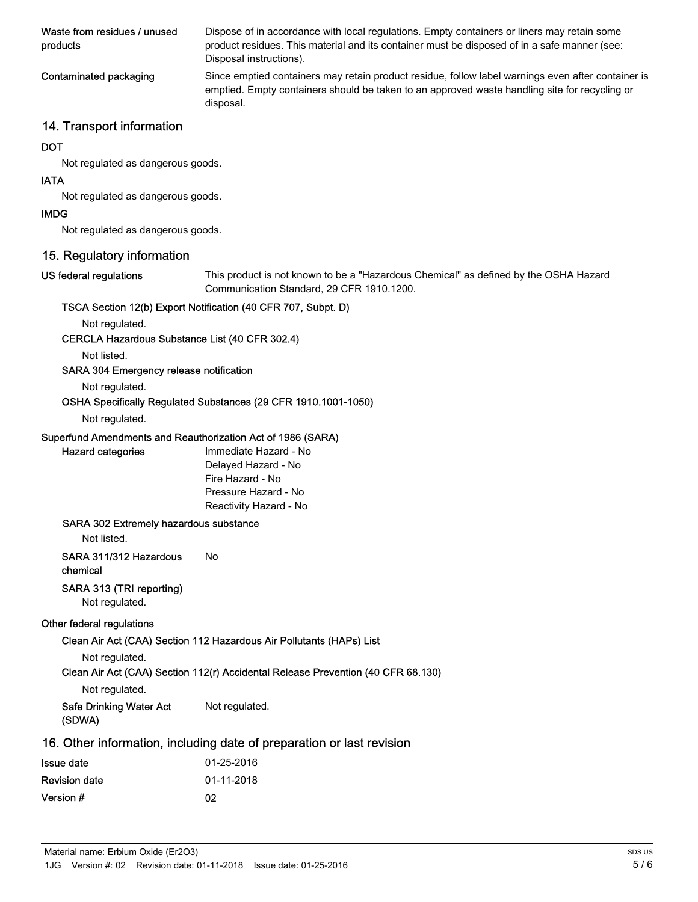**Waste from residues / unused products**: Dispose of in accordance with local regulations. Empty containers or liners may retain some product residues. This material and its container must be disposed of in a safe manner (see: Disposal instructions).

**Contaminated packaging**: Since emptied containers may retain product residue, follow label warnings even after container is emptied. Empty containers should be taken to an approved waste handling site for recycling or disposal.

## 14. Transport information

**DOT**

Not regulated as dangerous goods.

**IATA**

Not regulated as dangerous goods.

**IMDG**

Not regulated as dangerous goods.

## 15. Regulatory information

**US federal regulations**: This product is not known to be a "Hazardous Chemical" as defined by the OSHA Hazard Communication Standard, 29 CFR 1910.1200.

**TSCA Section 12(b) Export Notification (40 CFR 707, Subpt. D)**

Not regulated.

**CERCLA Hazardous Substance List (40 CFR 302.4)**

Not listed.

**SARA 304 Emergency release notification**

Not regulated.

**OSHA Specifically Regulated Substances (29 CFR 1910.1001-1050)**

Not regulated.

**Superfund Amendments and Reauthorization Act of 1986 (SARA)**

**Hazard categories**

Immediate Hazard - No
Delayed Hazard - No
Fire Hazard - No
Pressure Hazard - No
Reactivity Hazard - No

**SARA 302 Extremely hazardous substance**

Not listed.

**SARA 311/312 Hazardous chemical**: No

**SARA 313 (TRI reporting)**

Not regulated.

**Other federal regulations**

**Clean Air Act (CAA) Section 112 Hazardous Air Pollutants (HAPs) List**

Not regulated.

**Clean Air Act (CAA) Section 112(r) Accidental Release Prevention (40 CFR 68.130)**

Not regulated.

**Safe Drinking Water Act (SDWA)**: Not regulated.

## 16. Other information, including date of preparation or last revision

**Issue date**: 01-25-2016

**Revision date**: 01-11-2018

**Version #**: 02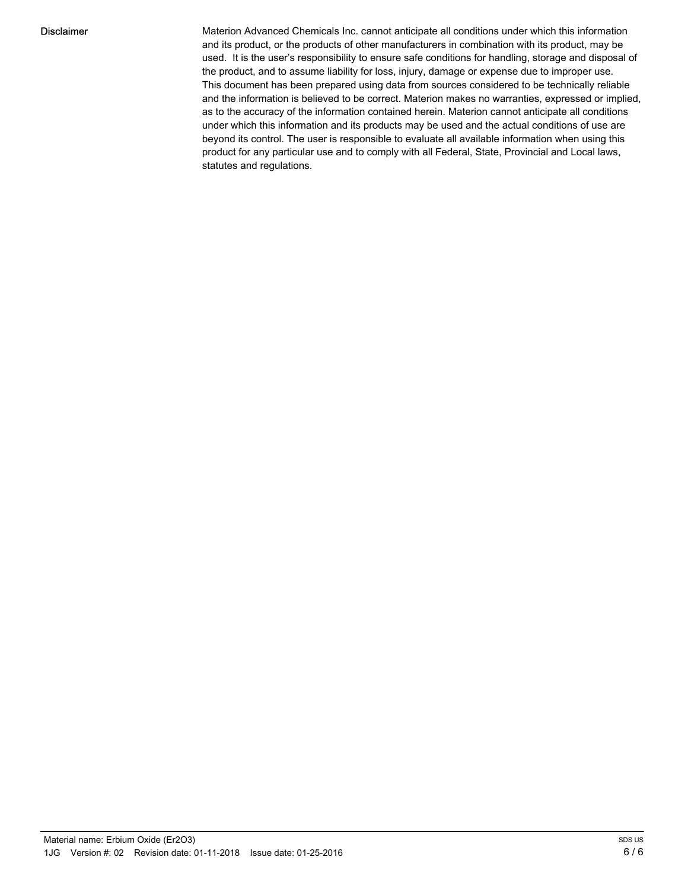**Disclaimer**

Materion Advanced Chemicals Inc. cannot anticipate all conditions under which this information and its product, or the products of other manufacturers in combination with its product, may be used. It is the user's responsibility to ensure safe conditions for handling, storage and disposal of the product, and to assume liability for loss, injury, damage or expense due to improper use. This document has been prepared using data from sources considered to be technically reliable and the information is believed to be correct. Materion makes no warranties, expressed or implied, as to the accuracy of the information contained herein. Materion cannot anticipate all conditions under which this information and its products may be used and the actual conditions of use are beyond its control. The user is responsible to evaluate all available information when using this product for any particular use and to comply with all Federal, State, Provincial and Local laws, statutes and regulations.